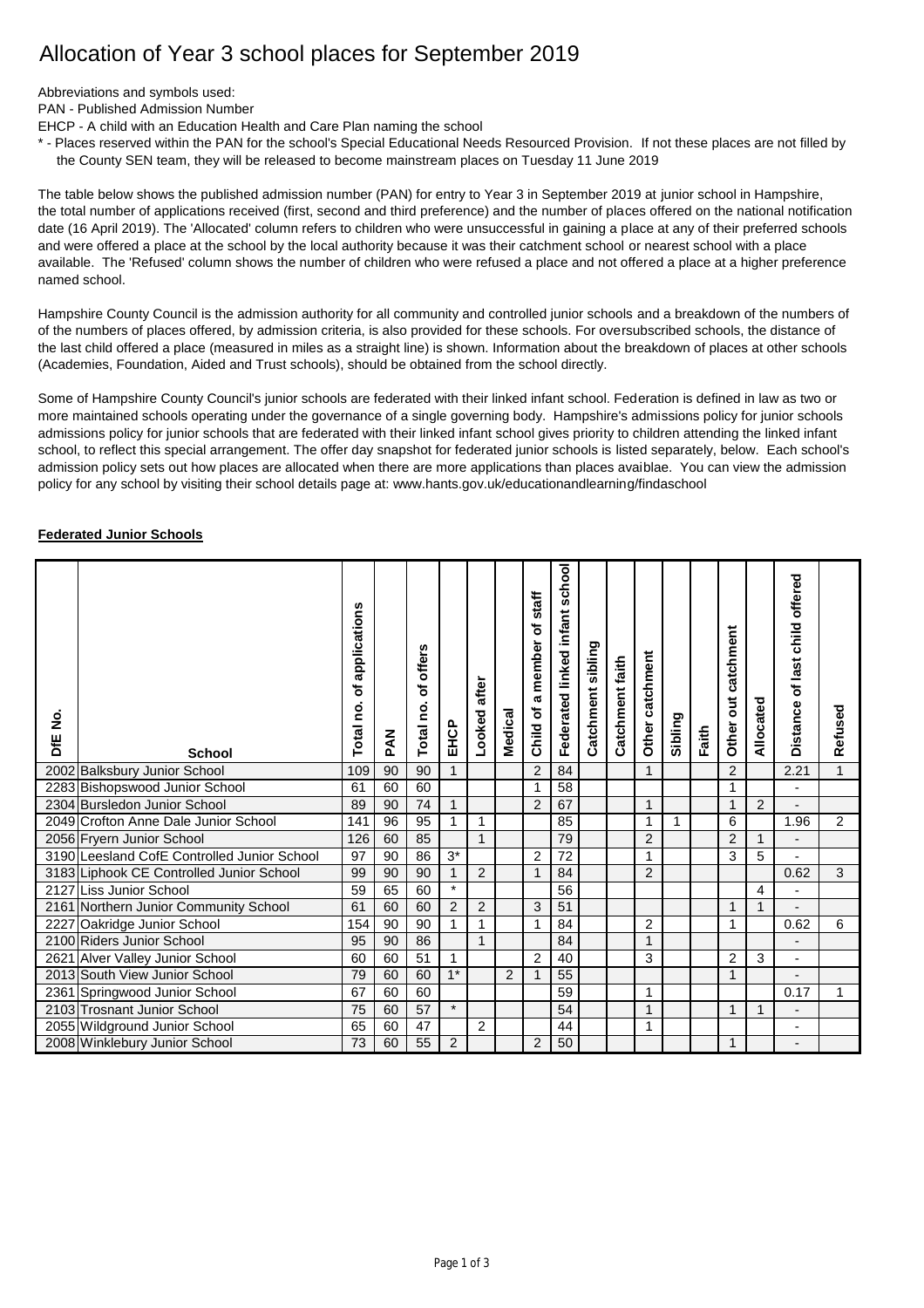# Allocation of Year 3 school places for September 2019

Abbreviations and symbols used:
PAN - Published Admission Number
EHCP - A child with an Education Health and Care Plan naming the school
* - Places reserved within the PAN for the school's Special Educational Needs Resourced Provision. If not these places are not filled by the County SEN team, they will be released to become mainstream places on Tuesday 11 June 2019

The table below shows the published admission number (PAN) for entry to Year 3 in September 2019 at junior school in Hampshire, the total number of applications received (first, second and third preference) and the number of places offered on the national notification date (16 April 2019). The 'Allocated' column refers to children who were unsuccessful in gaining a place at any of their preferred schools and were offered a place at the school by the local authority because it was their catchment school or nearest school with a place available. The 'Refused' column shows the number of children who were refused a place and not offered a place at a higher preference named school.

Hampshire County Council is the admission authority for all community and controlled junior schools and a breakdown of the numbers of of the numbers of places offered, by admission criteria, is also provided for these schools. For oversubscribed schools, the distance of the last child offered a place (measured in miles as a straight line) is shown. Information about the breakdown of places at other schools (Academies, Foundation, Aided and Trust schools), should be obtained from the school directly.

Some of Hampshire County Council's junior schools are federated with their linked infant school. Federation is defined in law as two or more maintained schools operating under the governance of a single governing body. Hampshire's admissions policy for junior schools admissions policy for junior schools that are federated with their linked infant school gives priority to children attending the linked infant school, to reflect this special arrangement. The offer day snapshot for federated junior schools is listed separately, below. Each school's admission policy sets out how places are allocated when there are more applications than places avaiblae. You can view the admission policy for any school by visiting their school details page at: www.hants.gov.uk/educationandlearning/findaschool

**Federated Junior Schools**

| DfE No. | School | Total no. of applications | PAN | Total no. of offers | EHCP | Looked after | Medical | Child of a member of staff | Federated linked infant school | Catchment sibling | Catchment faith | Other catchment | Sibling | Faith | Other out catchment | Allocated | Distance of last child offered | Refused |
|---|---|---|---|---|---|---|---|---|---|---|---|---|---|---|---|---|---|---|
| 2002 | Balksbury Junior School | 109 | 90 | 90 | 1 | | | 2 | 84 | | | 1 | | | 2 | | 2.21 | 1 |
| 2283 | Bishopswood Junior School | 61 | 60 | 60 | | | | 1 | 58 | | | | | | 1 | | - | |
| 2304 | Bursledon Junior School | 89 | 90 | 74 | 1 | | | 2 | 67 | | | 1 | | | 1 | 2 | - | |
| 2049 | Crofton Anne Dale Junior School | 141 | 96 | 95 | 1 | 1 | | | 85 | | | 1 | 1 | | 6 | | 1.96 | 2 |
| 2056 | Fryern Junior School | 126 | 60 | 85 | | 1 | | | 79 | | | 2 | | | 2 | 1 | - | |
| 3190 | Leesland CofE Controlled Junior School | 97 | 90 | 86 | 3* | | | 2 | 72 | | | 1 | | | 3 | 5 | - | |
| 3183 | Liphook CE Controlled Junior School | 99 | 90 | 90 | 1 | 2 | | 1 | 84 | | | 2 | | | | | 0.62 | 3 |
| 2127 | Liss Junior School | 59 | 65 | 60 | * | | | | 56 | | | | | | | 4 | - | |
| 2161 | Northern Junior Community School | 61 | 60 | 60 | 2 | 2 | | 3 | 51 | | | | | | 1 | 1 | - | |
| 2227 | Oakridge Junior School | 154 | 90 | 90 | 1 | 1 | | 1 | 84 | | | 2 | | | 1 | | 0.62 | 6 |
| 2100 | Riders Junior School | 95 | 90 | 86 | | 1 | | | 84 | | | 1 | | | | | - | |
| 2621 | Alver Valley Junior School | 60 | 60 | 51 | 1 | | | 2 | 40 | | | 3 | | | 2 | 3 | - | |
| 2013 | South View Junior School | 79 | 60 | 60 | 1* | | 2 | 1 | 55 | | | | | | 1 | | - | |
| 2361 | Springwood Junior School | 67 | 60 | 60 | | | | | 59 | | | 1 | | | | | 0.17 | 1 |
| 2103 | Trosnant Junior School | 75 | 60 | 57 | * | | | | 54 | | | 1 | | | 1 | 1 | - | |
| 2055 | Wildground Junior School | 65 | 60 | 47 | | 2 | | | 44 | | | 1 | | | | | - | |
| 2008 | Winklebury Junior School | 73 | 60 | 55 | 2 | | | 2 | 50 | | | | | | 1 | | - | |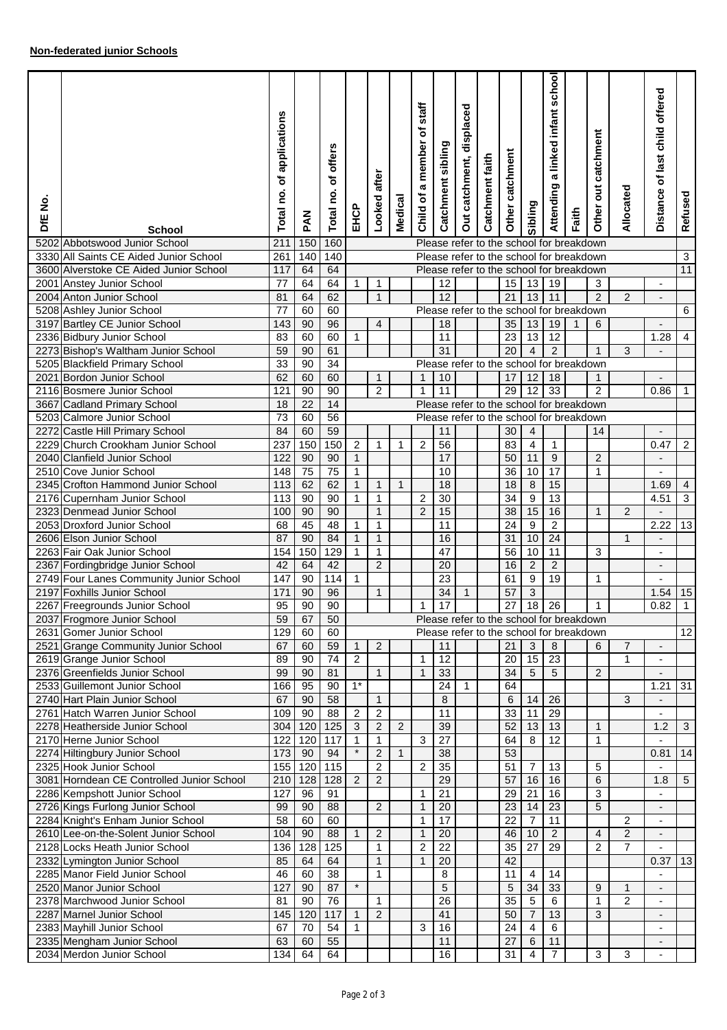**Non-federated junior Schools**

| DfE No. | School | Total no. of applications | PAN | Total no. of offers | EHCP | Looked after | Medical | Child of a member of staff | Catchment sibling | Out catchment, displaced | Catchment faith | Other catchment | Sibling | Attending a linked infant school | Faith | Other out catchment | Allocated | Distance of last child offered | Refused |
|---|---|---|---|---|---|---|---|---|---|---|---|---|---|---|---|---|---|---|---|
| 5202 | Abbotswood Junior School | 211 | 150 | 160 | Please refer to the school for breakdown | | | | | | | | | | | | | | |
| 3330 | All Saints CE Aided Junior School | 261 | 140 | 140 | Please refer to the school for breakdown | | | | | | | | | | | | | | 3 |
| 3600 | Alverstoke CE Aided Junior School | 117 | 64 | 64 | Please refer to the school for breakdown | | | | | | | | | | | | | | 11 |
| 2001 | Anstey Junior School | 77 | 64 | 64 | 1 | 1 | | | 12 | | | 15 | 13 | 19 | | 3 | | - | |
| 2004 | Anton Junior School | 81 | 64 | 62 | | 1 | | | 12 | | | 21 | 13 | 11 | | 2 | 2 | - | |
| 5208 | Ashley Junior School | 77 | 60 | 60 | Please refer to the school for breakdown | | | | | | | | | | | | | | 6 |
| 3197 | Bartley CE Junior School | 143 | 90 | 96 | | 4 | | | 18 | | | 35 | 13 | 19 | 1 | 6 | | - | |
| 2336 | Bidbury Junior School | 83 | 60 | 60 | 1 | | | | 11 | | | 23 | 13 | 12 | | | | 1.28 | 4 |
| 2273 | Bishop's Waltham Junior School | 59 | 90 | 61 | | | | | 31 | | | 20 | 4 | 2 | | 1 | 3 | - | |
| 5205 | Blackfield Primary School | 33 | 90 | 34 | Please refer to the school for breakdown | | | | | | | | | | | | | | |
| 2021 | Bordon Junior School | 62 | 60 | 60 | | 1 | | 1 | 10 | | | 17 | 12 | 18 | | 1 | | - | |
| 2116 | Bosmere Junior School | 121 | 90 | 90 | | 2 | | 1 | 11 | | | 29 | 12 | 33 | | 2 | | 0.86 | 1 |
| 3667 | Cadland Primary School | 18 | 22 | 14 | Please refer to the school for breakdown | | | | | | | | | | | | | | |
| 5203 | Calmore Junior School | 73 | 60 | 56 | Please refer to the school for breakdown | | | | | | | | | | | | | | |
| 2272 | Castle Hill Primary School | 84 | 60 | 59 | | | | | 11 | | | 30 | 4 | | | 14 | | - | |
| 2229 | Church Crookham Junior School | 237 | 150 | 150 | 2 | 1 | 1 | 2 | 56 | | | 83 | 4 | 1 | | | | 0.47 | 2 |
| 2040 | Clanfield Junior School | 122 | 90 | 90 | 1 | | | | 17 | | | 50 | 11 | 9 | | 2 | | - | |
| 2510 | Cove Junior School | 148 | 75 | 75 | 1 | | | | 10 | | | 36 | 10 | 17 | | 1 | | - | |
| 2345 | Crofton Hammond Junior School | 113 | 62 | 62 | 1 | 1 | 1 | | 18 | | | 18 | 8 | 15 | | | | 1.69 | 4 |
| 2176 | Cupernham Junior School | 113 | 90 | 90 | 1 | 1 | | 2 | 30 | | | 34 | 9 | 13 | | | | 4.51 | 3 |
| 2323 | Denmead Junior School | 100 | 90 | 90 | | 1 | | 2 | 15 | | | 38 | 15 | 16 | | 1 | 2 | - | |
| 2053 | Droxford Junior School | 68 | 45 | 48 | 1 | 1 | | | 11 | | | 24 | 9 | 2 | | | | 2.22 | 13 |
| 2606 | Elson Junior School | 87 | 90 | 84 | 1 | 1 | | | 16 | | | 31 | 10 | 24 | | | 1 | - | |
| 2263 | Fair Oak Junior School | 154 | 150 | 129 | 1 | 1 | | | 47 | | | 56 | 10 | 11 | | 3 | | - | |
| 2367 | Fordingbridge Junior School | 42 | 64 | 42 | | 2 | | | 20 | | | 16 | 2 | 2 | | | | - | |
| 2749 | Four Lanes Community Junior School | 147 | 90 | 114 | 1 | | | | 23 | | | 61 | 9 | 19 | | 1 | | - | |
| 2197 | Foxhills Junior School | 171 | 90 | 96 | | 1 | | | 34 | 1 | | 57 | 3 | | | | | 1.54 | 15 |
| 2267 | Freegrounds Junior School | 95 | 90 | 90 | | | | 1 | 17 | | | 27 | 18 | 26 | | 1 | | 0.82 | 1 |
| 2037 | Frogmore Junior School | 59 | 67 | 50 | Please refer to the school for breakdown | | | | | | | | | | | | | | |
| 2631 | Gomer Junior School | 129 | 60 | 60 | Please refer to the school for breakdown | | | | | | | | | | | | | | 12 |
| 2521 | Grange Community Junior School | 67 | 60 | 59 | 1 | 2 | | | 11 | | | 21 | 3 | 8 | | 6 | 7 | - | |
| 2619 | Grange Junior School | 89 | 90 | 74 | 2 | | | 1 | 12 | | | 20 | 15 | 23 | | | 1 | - | |
| 2376 | Greenfields Junior School | 99 | 90 | 81 | | 1 | | 1 | 33 | | | 34 | 5 | 5 | | 2 | | - | |
| 2533 | Guillemont Junior School | 166 | 95 | 90 | 1* | | | | 24 | 1 | | 64 | | | | | | 1.21 | 31 |
| 2740 | Hart Plain Junior School | 67 | 90 | 58 | | 1 | | | 8 | | | 6 | 14 | 26 | | | 3 | - | |
| 2761 | Hatch Warren Junior School | 109 | 90 | 88 | 2 | 2 | | | 11 | | | 33 | 11 | 29 | | | | - | |
| 2278 | Heatherside Junior School | 304 | 120 | 125 | 3 | 2 | 2 | | 39 | | | 52 | 13 | 13 | | 1 | | 1.2 | 3 |
| 2170 | Herne Junior School | 122 | 120 | 117 | 1 | 1 | | 3 | 27 | | | 64 | 8 | 12 | | 1 | | - | |
| 2274 | Hiltingbury Junior School | 173 | 90 | 94 | * | 2 | 1 | | 38 | | | 53 | | | | | | 0.81 | 14 |
| 2325 | Hook Junior School | 155 | 120 | 115 | | 2 | | 2 | 35 | | | 51 | 7 | 13 | | 5 | | - | |
| 3081 | Horndean CE Controlled Junior School | 210 | 128 | 128 | 2 | 2 | | | 29 | | | 57 | 16 | 16 | | 6 | | 1.8 | 5 |
| 2286 | Kempshott Junior School | 127 | 96 | 91 | | | | 1 | 21 | | | 29 | 21 | 16 | | 3 | | - | |
| 2726 | Kings Furlong Junior School | 99 | 90 | 88 | | 2 | | 1 | 20 | | | 23 | 14 | 23 | | 5 | | - | |
| 2284 | Knight's Enham Junior School | 58 | 60 | 60 | | | | 1 | 17 | | | 22 | 7 | 11 | | | 2 | - | |
| 2610 | Lee-on-the-Solent Junior School | 104 | 90 | 88 | 1 | 2 | | 1 | 20 | | | 46 | 10 | 2 | | 4 | 2 | - | |
| 2128 | Locks Heath Junior School | 136 | 128 | 125 | | 1 | | 2 | 22 | | | 35 | 27 | 29 | | 2 | 7 | - | |
| 2332 | Lymington Junior School | 85 | 64 | 64 | | 1 | | 1 | 20 | | | 42 | | | | | | 0.37 | 13 |
| 2285 | Manor Field Junior School | 46 | 60 | 38 | | 1 | | | 8 | | | 11 | 4 | 14 | | | | - | |
| 2520 | Manor Junior School | 127 | 90 | 87 | * | | | | 5 | | | 5 | 34 | 33 | | 9 | 1 | - | |
| 2378 | Marchwood Junior School | 81 | 90 | 76 | | 1 | | | 26 | | | 35 | 5 | 6 | | 1 | 2 | - | |
| 2287 | Marnel Junior School | 145 | 120 | 117 | 1 | 2 | | | 41 | | | 50 | 7 | 13 | | 3 | | - | |
| 2383 | Mayhill Junior School | 67 | 70 | 54 | 1 | | | 3 | 16 | | | 24 | 4 | 6 | | | | - | |
| 2335 | Mengham Junior School | 63 | 60 | 55 | | | | | 11 | | | 27 | 6 | 11 | | | | - | |
| 2034 | Merdon Junior School | 134 | 64 | 64 | | | | | 16 | | | 31 | 4 | 7 | | 3 | 3 | - | |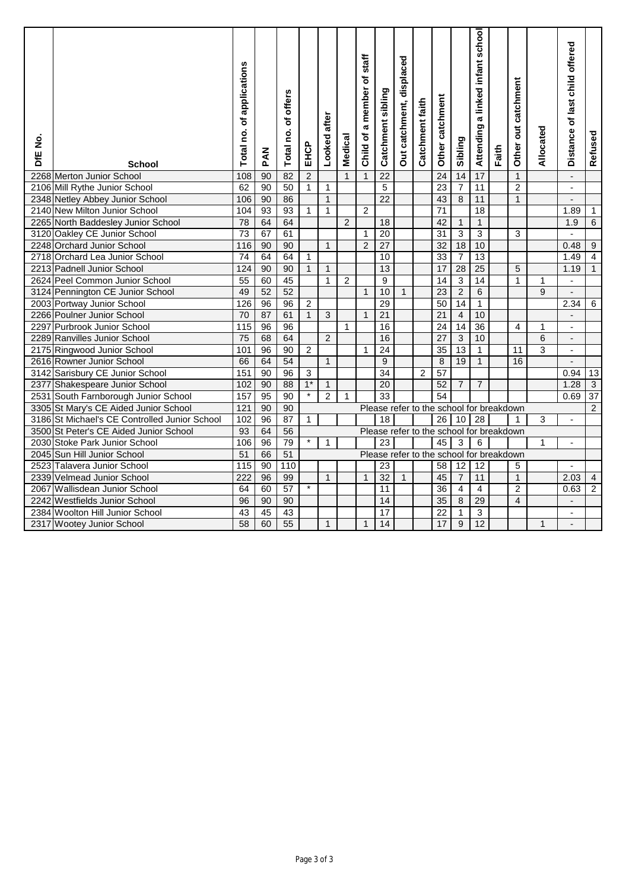| DfE No. | School | Total no. of applications | PAN | Total no. of offers | EHCP | Looked after | Medical | Child of a member of staff | Catchment sibling | Out catchment, displaced | Catchment faith | Other catchment | Sibling | Attending a linked infant school | Faith | Other out catchment | Allocated | Distance of last child offered | Refused |
|---|---|---|---|---|---|---|---|---|---|---|---|---|---|---|---|---|---|---|---|
| 2268 | Merton Junior School | 108 | 90 | 82 | 2 | | 1 | 1 | 22 | | | 24 | 14 | 17 | | 1 | | - | |
| 2106 | Mill Rythe Junior School | 62 | 90 | 50 | 1 | 1 | | | 5 | | | 23 | 7 | 11 | | 2 | | - | |
| 2348 | Netley Abbey Junior School | 106 | 90 | 86 | | 1 | | | 22 | | | 43 | 8 | 11 | | 1 | | - | |
| 2140 | New Milton Junior School | 104 | 93 | 93 | 1 | 1 | | 2 | | | | 71 | | 18 | | | | 1.89 | 1 |
| 2265 | North Baddesley Junior School | 78 | 64 | 64 | | | 2 | | 18 | | | 42 | 1 | 1 | | | | 1.9 | 6 |
| 3120 | Oakley CE Junior School | 73 | 67 | 61 | | | | 1 | 20 | | | 31 | 3 | 3 | | 3 | | - | |
| 2248 | Orchard Junior School | 116 | 90 | 90 | | 1 | | 2 | 27 | | | 32 | 18 | 10 | | | | 0.48 | 9 |
| 2718 | Orchard Lea Junior School | 74 | 64 | 64 | 1 | | | | 10 | | | 33 | 7 | 13 | | | | 1.49 | 4 |
| 2213 | Padnell Junior School | 124 | 90 | 90 | 1 | 1 | | | 13 | | | 17 | 28 | 25 | | 5 | | 1.19 | 1 |
| 2624 | Peel Common Junior School | 55 | 60 | 45 | | 1 | 2 | | 9 | | | 14 | 3 | 14 | | 1 | 1 | - | |
| 3124 | Pennington CE Junior School | 49 | 52 | 52 | | | | 1 | 10 | 1 | | 23 | 2 | 6 | | | 9 | - | |
| 2003 | Portway Junior School | 126 | 96 | 96 | 2 | | | | 29 | | | 50 | 14 | 1 | | | | 2.34 | 6 |
| 2266 | Poulner Junior School | 70 | 87 | 61 | 1 | 3 | | 1 | 21 | | | 21 | 4 | 10 | | | | - | |
| 2297 | Purbrook Junior School | 115 | 96 | 96 | | | 1 | | 16 | | | 24 | 14 | 36 | | 4 | 1 | - | |
| 2289 | Ranvilles Junior School | 75 | 68 | 64 | | 2 | | | 16 | | | 27 | 3 | 10 | | | 6 | - | |
| 2175 | Ringwood Junior School | 101 | 96 | 90 | 2 | | | 1 | 24 | | | 35 | 13 | 1 | | 11 | 3 | - | |
| 2616 | Rowner Junior School | 66 | 64 | 54 | | 1 | | | 9 | | | 8 | 19 | 1 | | 16 | | - | |
| 3142 | Sarisbury CE Junior School | 151 | 90 | 96 | 3 | | | | 34 | | 2 | 57 | | | | | | 0.94 | 13 |
| 2377 | Shakespeare Junior School | 102 | 90 | 88 | 1* | 1 | | | 20 | | | 52 | 7 | 7 | | | | 1.28 | 3 |
| 2531 | South Farnborough Junior School | 157 | 95 | 90 | * | 2 | 1 | | 33 | | | 54 | | | | | | 0.69 | 37 |
| 3305 | St Mary's CE Aided Junior School | 121 | 90 | 90 | Please refer to the school for breakdown | | | | | | | | | | | | | | 2 |
| 3186 | St Michael's CE Controlled Junior School | 102 | 96 | 87 | 1 | | | | 18 | | | 26 | 10 | 28 | | 1 | 3 | - | |
| 3500 | St Peter's CE Aided Junior School | 93 | 64 | 56 | Please refer to the school for breakdown | | | | | | | | | | | | | | |
| 2030 | Stoke Park Junior School | 106 | 96 | 79 | * | 1 | | | 23 | | | 45 | 3 | 6 | | | 1 | - | |
| 2045 | Sun Hill Junior School | 51 | 66 | 51 | Please refer to the school for breakdown | | | | | | | | | | | | | | |
| 2523 | Talavera Junior School | 115 | 90 | 110 | | | | | 23 | | | 58 | 12 | 12 | | 5 | | - | |
| 2339 | Velmead Junior School | 222 | 96 | 99 | | 1 | | 1 | 32 | 1 | | 45 | 7 | 11 | | 1 | | 2.03 | 4 |
| 2067 | Wallisdean Junior School | 64 | 60 | 57 | * | | | | 11 | | | 36 | 4 | 4 | | 2 | | 0.63 | 2 |
| 2242 | Westfields Junior School | 96 | 90 | 90 | | | | | 14 | | | 35 | 8 | 29 | | 4 | | - | |
| 2384 | Woolton Hill Junior School | 43 | 45 | 43 | | | | | 17 | | | 22 | 1 | 3 | | | | - | |
| 2317 | Wootey Junior School | 58 | 60 | 55 | | 1 | | 1 | 14 | | | 17 | 9 | 12 | | | 1 | - | |